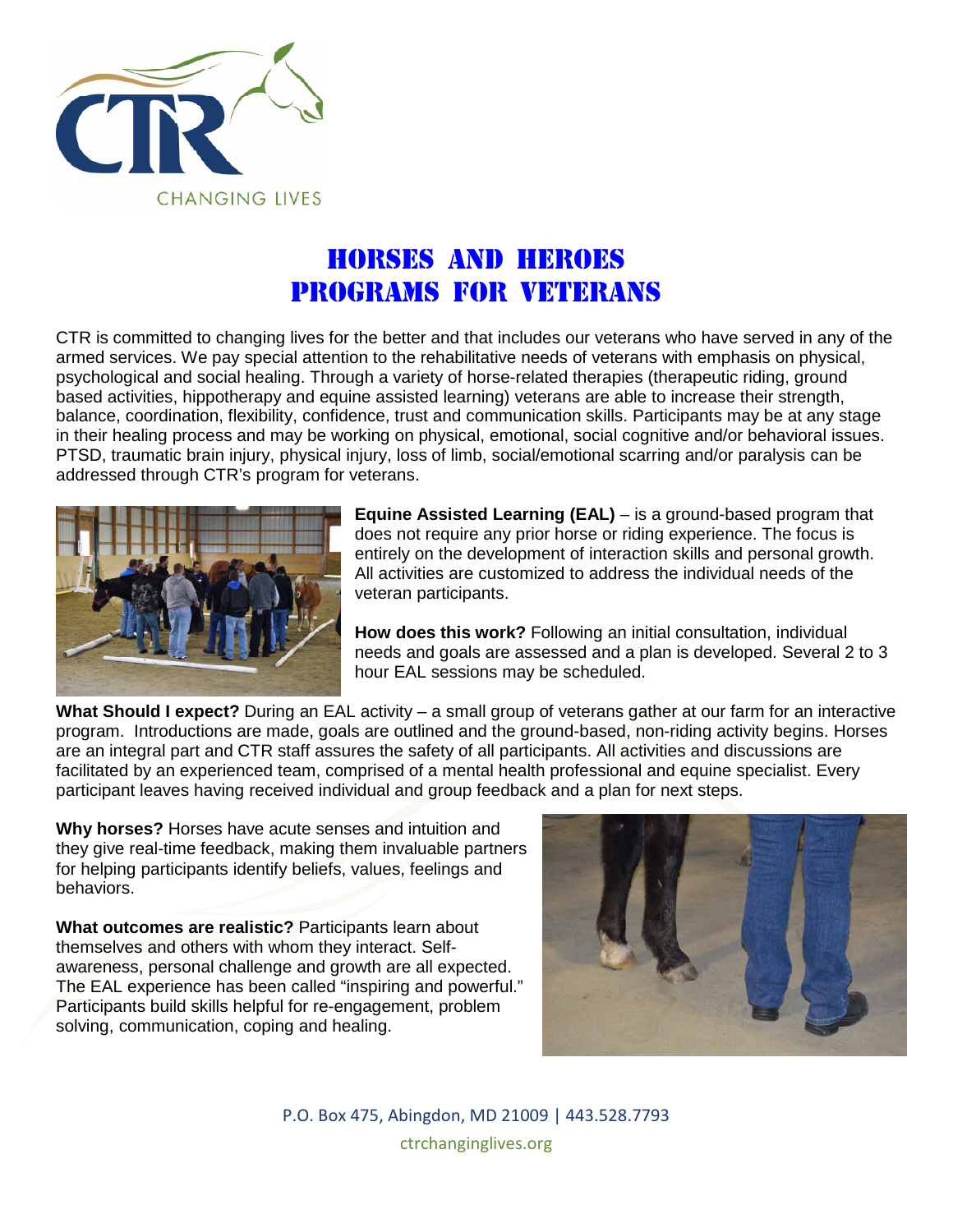CTR

CHANGING LIVES

# HORSES AND HEROES
# PROGRAMS FOR VETERANS

CTR is committed to changing lives for the better and that includes our veterans who have served in any of the armed services. We pay special attention to the rehabilitative needs of veterans with emphasis on physical, psychological and social healing. Through a variety of horse-related therapies (therapeutic riding, ground based activities, hippotherapy and equine assisted learning) veterans are able to increase their strength, balance, coordination, flexibility, confidence, trust and communication skills. Participants may be at any stage in their healing process and may be working on physical, emotional, social cognitive and/or behavioral issues. PTSD, traumatic brain injury, physical injury, loss of limb, social/emotional scarring and/or paralysis can be addressed through CTR's program for veterans.

**Equine Assisted Learning (EAL)** – is a ground-based program that does not require any prior horse or riding experience. The focus is entirely on the development of interaction skills and personal growth. All activities are customized to address the individual needs of the veteran participants.

**How does this work?** Following an initial consultation, individual needs and goals are assessed and a plan is developed. Several 2 to 3 hour EAL sessions may be scheduled.

**What Should I expect?** During an EAL activity – a small group of veterans gather at our farm for an interactive program. Introductions are made, goals are outlined and the ground-based, non-riding activity begins. Horses are an integral part and CTR staff assures the safety of all participants. All activities and discussions are facilitated by an experienced team, comprised of a mental health professional and equine specialist. Every participant leaves having received individual and group feedback and a plan for next steps.

**Why horses?** Horses have acute senses and intuition and they give real-time feedback, making them invaluable partners for helping participants identify beliefs, values, feelings and behaviors.

**What outcomes are realistic?** Participants learn about themselves and others with whom they interact. Self-awareness, personal challenge and growth are all expected. The EAL experience has been called "inspiring and powerful." Participants build skills helpful for re-engagement, problem solving, communication, coping and healing.

P.O. Box 475, Abingdon, MD 21009 | 443.528.7793

ctrchanginglives.org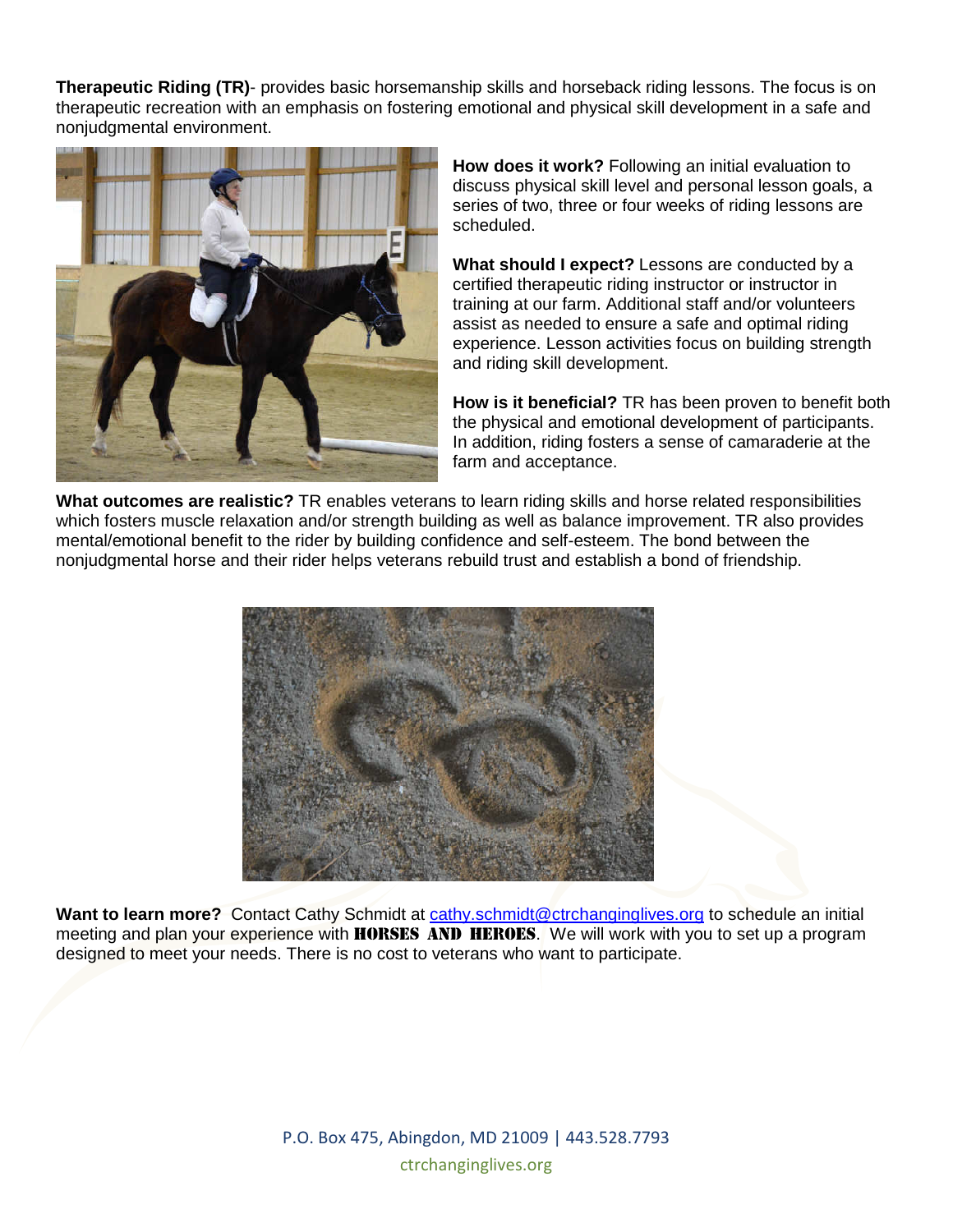**Therapeutic Riding (TR)**- provides basic horsemanship skills and horseback riding lessons. The focus is on therapeutic recreation with an emphasis on fostering emotional and physical skill development in a safe and nonjudgmental environment.

**How does it work?** Following an initial evaluation to discuss physical skill level and personal lesson goals, a series of two, three or four weeks of riding lessons are scheduled.

**What should I expect?** Lessons are conducted by a certified therapeutic riding instructor or instructor in training at our farm. Additional staff and/or volunteers assist as needed to ensure a safe and optimal riding experience. Lesson activities focus on building strength and riding skill development.

**How is it beneficial?** TR has been proven to benefit both the physical and emotional development of participants. In addition, riding fosters a sense of camaraderie at the farm and acceptance.

**What outcomes are realistic?** TR enables veterans to learn riding skills and horse related responsibilities which fosters muscle relaxation and/or strength building as well as balance improvement. TR also provides mental/emotional benefit to the rider by building confidence and self-esteem. The bond between the nonjudgmental horse and their rider helps veterans rebuild trust and establish a bond of friendship.

**Want to learn more?** Contact Cathy Schmidt at cathy.schmidt@ctrchanginglives.org to schedule an initial meeting and plan your experience with **HORSES AND HEROES**. We will work with you to set up a program designed to meet your needs. There is no cost to veterans who want to participate.

P.O. Box 475, Abingdon, MD 21009 | 443.528.7793

ctrchanginglives.org